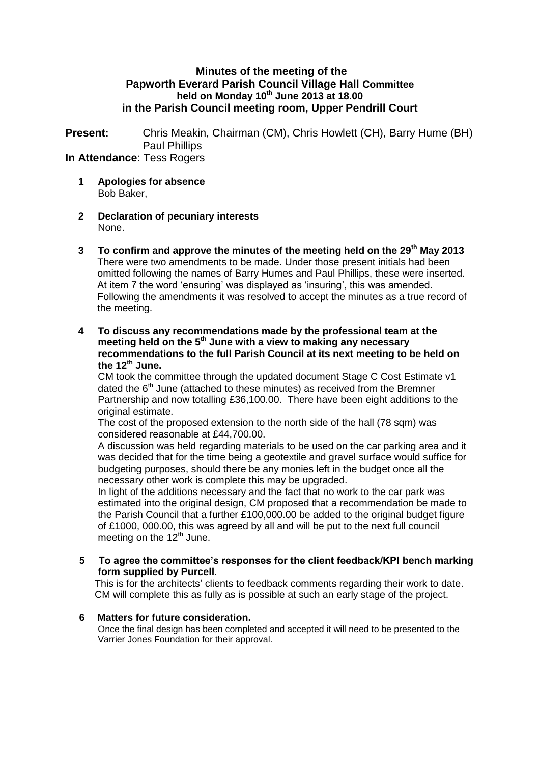**Minutes of the meeting of the Papworth Everard Parish Council Village Hall Committee held on Monday 10th June 2013 at 18.00 in the Parish Council meeting room, Upper Pendrill Court**

**Present:** Chris Meakin, Chairman (CM), Chris Howlett (CH), Barry Hume (BH) Paul Phillips

**In Attendance**: Tess Rogers

1. **Apologies for absence**
   Bob Baker,

2. **Declaration of pecuniary interests**
   None.

3. **To confirm and approve the minutes of the meeting held on the 29th May 2013**
   There were two amendments to be made. Under those present initials had been omitted following the names of Barry Humes and Paul Phillips, these were inserted. At item 7 the word 'ensuring' was displayed as 'insuring', this was amended. Following the amendments it was resolved to accept the minutes as a true record of the meeting.

4. **To discuss any recommendations made by the professional team at the meeting held on the 5th June with a view to making any necessary recommendations to the full Parish Council at its next meeting to be held on the 12th June.**
   CM took the committee through the updated document Stage C Cost Estimate v1 dated the 6th June (attached to these minutes) as received from the Bremner Partnership and now totalling £36,100.00. There have been eight additions to the original estimate.
   The cost of the proposed extension to the north side of the hall (78 sqm) was considered reasonable at £44,700.00.
   A discussion was held regarding materials to be used on the car parking area and it was decided that for the time being a geotextile and gravel surface would suffice for budgeting purposes, should there be any monies left in the budget once all the necessary other work is complete this may be upgraded.
   In light of the additions necessary and the fact that no work to the car park was estimated into the original design, CM proposed that a recommendation be made to the Parish Council that a further £100,000.00 be added to the original budget figure of £1000, 000.00, this was agreed by all and will be put to the next full council meeting on the 12th June.

5. **To agree the committee's responses for the client feedback/KPI bench marking form supplied by Purcell**.
   This is for the architects' clients to feedback comments regarding their work to date. CM will complete this as fully as is possible at such an early stage of the project.

6. **Matters for future consideration.**
   Once the final design has been completed and accepted it will need to be presented to the Varrier Jones Foundation for their approval.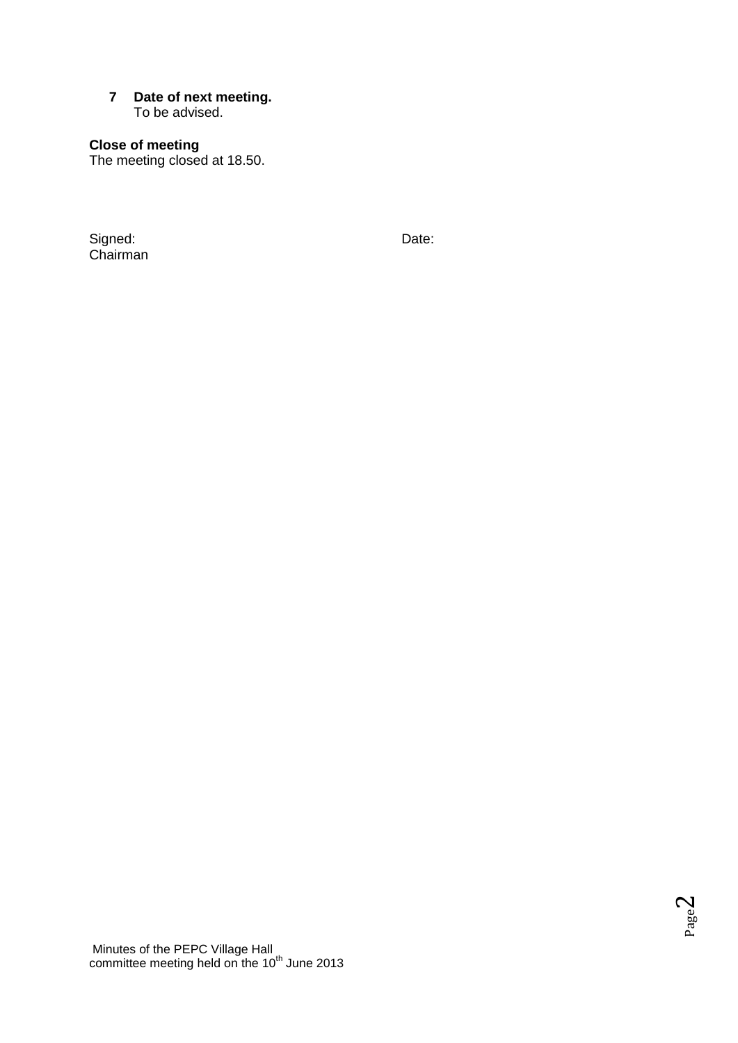**7 Date of next meeting.**
To be advised.

**Close of meeting**
The meeting closed at 18.50.

Signed: Date:
Chairman